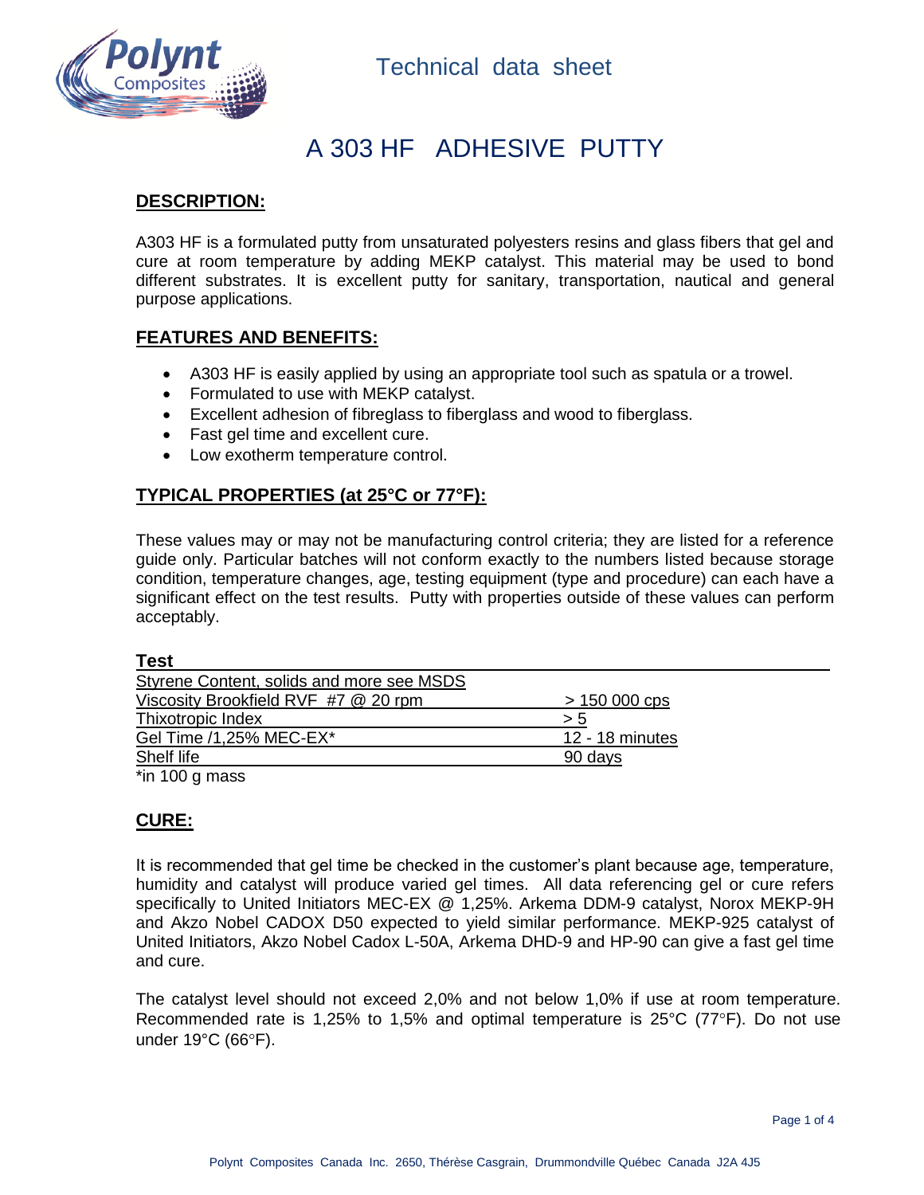Technical data sheet

# A 303 HF ADHESIVE PUTTY

## DESCRIPTION:

A303 HF is a formulated putty from unsaturated polyesters resins and glass fibers that gel and cure at room temperature by adding MEKP catalyst. This material may be used to bond different substrates. It is excellent putty for sanitary, transportation, nautical and general purpose applications.

## FEATURES AND BENEFITS:

- A303 HF is easily applied by using an appropriate tool such as spatula or a trowel.
- Formulated to use with MEKP catalyst.
- Excellent adhesion of fibreglass to fiberglass and wood to fiberglass.
- Fast gel time and excellent cure.
- Low exotherm temperature control.

## TYPICAL PROPERTIES (at 25°C or 77°F):

These values may or may not be manufacturing control criteria; they are listed for a reference guide only. Particular batches will not conform exactly to the numbers listed because storage condition, temperature changes, age, testing equipment (type and procedure) can each have a significant effect on the test results. Putty with properties outside of these values can perform acceptably.

| Test | |
|---|---|
| Styrene Content, solids and more see MSDS | |
| Viscosity Brookfield RVF #7 @ 20 rpm | > 150 000 cps |
| Thixotropic Index | > 5 |
| Gel Time /1,25% MEC-EX* | 12 - 18 minutes |
| Shelf life | 90 days |

*in 100 g mass

## CURE:

It is recommended that gel time be checked in the customer's plant because age, temperature, humidity and catalyst will produce varied gel times. All data referencing gel or cure refers specifically to United Initiators MEC-EX @ 1,25%. Arkema DDM-9 catalyst, Norox MEKP-9H and Akzo Nobel CADOX D50 expected to yield similar performance. MEKP-925 catalyst of United Initiators, Akzo Nobel Cadox L-50A, Arkema DHD-9 and HP-90 can give a fast gel time and cure.

The catalyst level should not exceed 2,0% and not below 1,0% if use at room temperature. Recommended rate is 1,25% to 1,5% and optimal temperature is 25°C (77°F). Do not use under 19°C (66°F).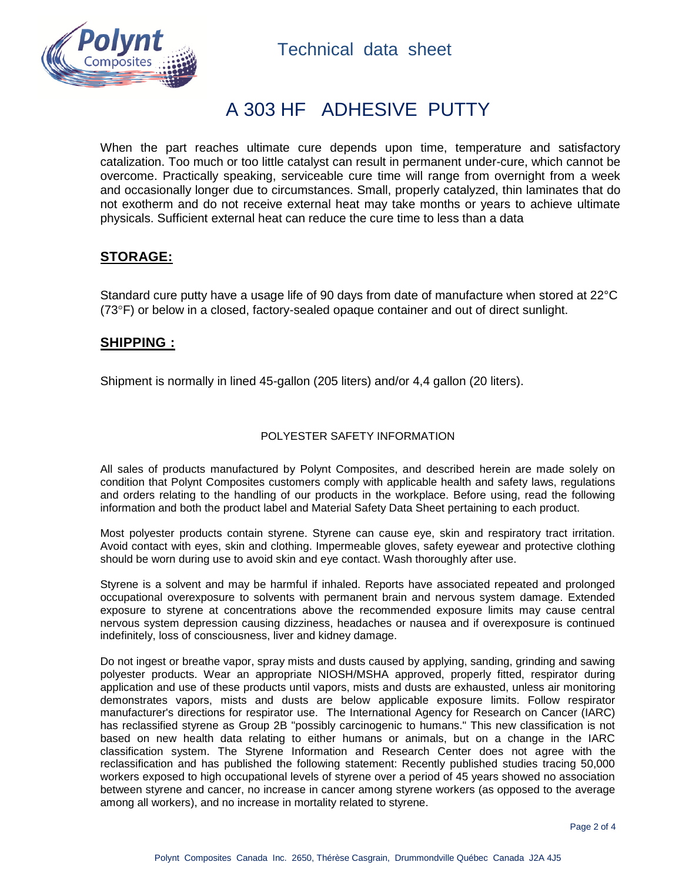# A 303 HF ADHESIVE PUTTY

When the part reaches ultimate cure depends upon time, temperature and satisfactory catalization. Too much or too little catalyst can result in permanent under-cure, which cannot be overcome. Practically speaking, serviceable cure time will range from overnight from a week and occasionally longer due to circumstances. Small, properly catalyzed, thin laminates that do not exotherm and do not receive external heat may take months or years to achieve ultimate physicals. Sufficient external heat can reduce the cure time to less than a data

## STORAGE:

Standard cure putty have a usage life of 90 days from date of manufacture when stored at 22°C (73°F) or below in a closed, factory-sealed opaque container and out of direct sunlight.

## SHIPPING :

Shipment is normally in lined 45-gallon (205 liters) and/or 4,4 gallon (20 liters).

### POLYESTER SAFETY INFORMATION

All sales of products manufactured by Polynt Composites, and described herein are made solely on condition that Polynt Composites customers comply with applicable health and safety laws, regulations and orders relating to the handling of our products in the workplace. Before using, read the following information and both the product label and Material Safety Data Sheet pertaining to each product.

Most polyester products contain styrene. Styrene can cause eye, skin and respiratory tract irritation. Avoid contact with eyes, skin and clothing. Impermeable gloves, safety eyewear and protective clothing should be worn during use to avoid skin and eye contact. Wash thoroughly after use.

Styrene is a solvent and may be harmful if inhaled. Reports have associated repeated and prolonged occupational overexposure to solvents with permanent brain and nervous system damage. Extended exposure to styrene at concentrations above the recommended exposure limits may cause central nervous system depression causing dizziness, headaches or nausea and if overexposure is continued indefinitely, loss of consciousness, liver and kidney damage.

Do not ingest or breathe vapor, spray mists and dusts caused by applying, sanding, grinding and sawing polyester products. Wear an appropriate NIOSH/MSHA approved, properly fitted, respirator during application and use of these products until vapors, mists and dusts are exhausted, unless air monitoring demonstrates vapors, mists and dusts are below applicable exposure limits. Follow respirator manufacturer's directions for respirator use. The International Agency for Research on Cancer (IARC) has reclassified styrene as Group 2B "possibly carcinogenic to humans." This new classification is not based on new health data relating to either humans or animals, but on a change in the IARC classification system. The Styrene Information and Research Center does not agree with the reclassification and has published the following statement: Recently published studies tracing 50,000 workers exposed to high occupational levels of styrene over a period of 45 years showed no association between styrene and cancer, no increase in cancer among styrene workers (as opposed to the average among all workers), and no increase in mortality related to styrene.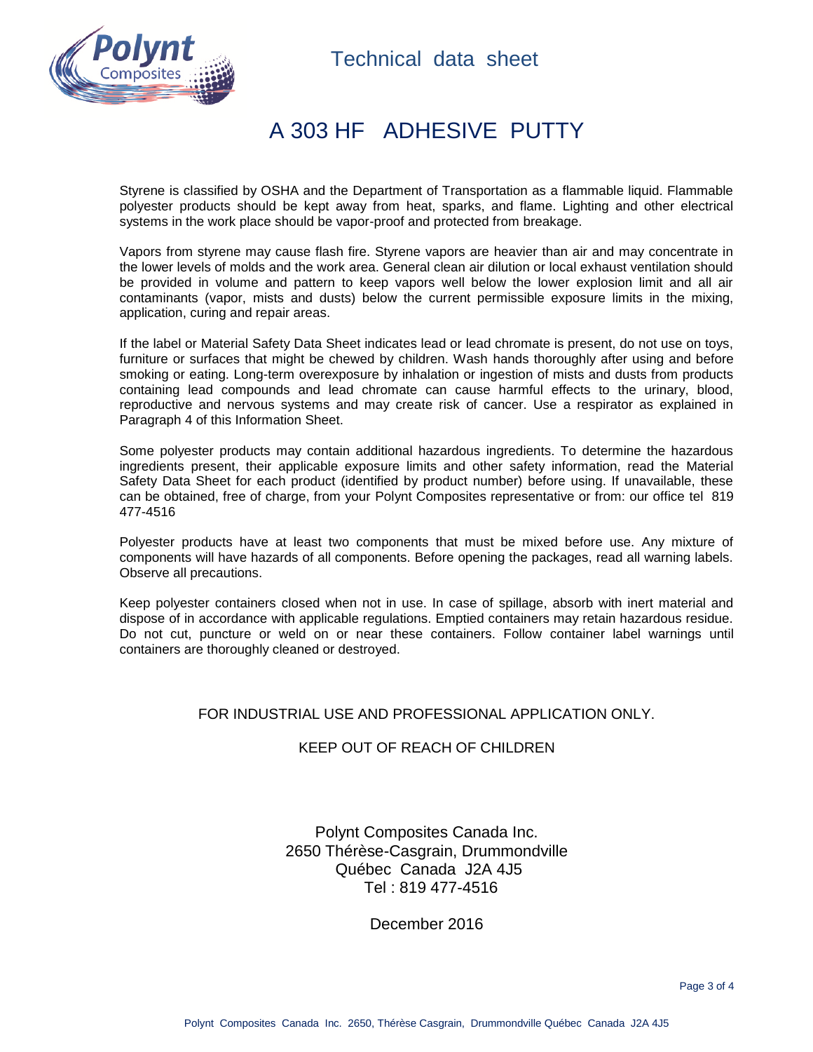# A 303 HF ADHESIVE PUTTY

Styrene is classified by OSHA and the Department of Transportation as a flammable liquid. Flammable polyester products should be kept away from heat, sparks, and flame. Lighting and other electrical systems in the work place should be vapor-proof and protected from breakage.

Vapors from styrene may cause flash fire. Styrene vapors are heavier than air and may concentrate in the lower levels of molds and the work area. General clean air dilution or local exhaust ventilation should be provided in volume and pattern to keep vapors well below the lower explosion limit and all air contaminants (vapor, mists and dusts) below the current permissible exposure limits in the mixing, application, curing and repair areas.

If the label or Material Safety Data Sheet indicates lead or lead chromate is present, do not use on toys, furniture or surfaces that might be chewed by children. Wash hands thoroughly after using and before smoking or eating. Long-term overexposure by inhalation or ingestion of mists and dusts from products containing lead compounds and lead chromate can cause harmful effects to the urinary, blood, reproductive and nervous systems and may create risk of cancer. Use a respirator as explained in Paragraph 4 of this Information Sheet.

Some polyester products may contain additional hazardous ingredients. To determine the hazardous ingredients present, their applicable exposure limits and other safety information, read the Material Safety Data Sheet for each product (identified by product number) before using. If unavailable, these can be obtained, free of charge, from your Polynt Composites representative or from: our office tel 819 477-4516

Polyester products have at least two components that must be mixed before use. Any mixture of components will have hazards of all components. Before opening the packages, read all warning labels. Observe all precautions.

Keep polyester containers closed when not in use. In case of spillage, absorb with inert material and dispose of in accordance with applicable regulations. Emptied containers may retain hazardous residue. Do not cut, puncture or weld on or near these containers. Follow container label warnings until containers are thoroughly cleaned or destroyed.

FOR INDUSTRIAL USE AND PROFESSIONAL APPLICATION ONLY.

KEEP OUT OF REACH OF CHILDREN

Polynt Composites Canada Inc.
2650 Thérèse-Casgrain, Drummondville
Québec Canada J2A 4J5
Tel : 819 477-4516

December 2016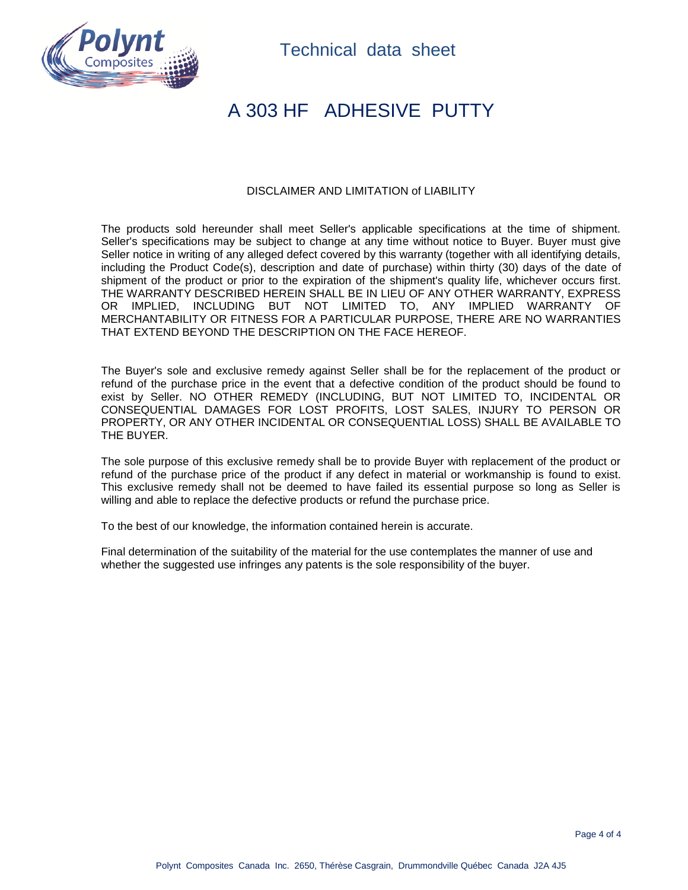# DISCLAIMER AND LIMITATION of LIABILITY

The products sold hereunder shall meet Seller's applicable specifications at the time of shipment. Seller's specifications may be subject to change at any time without notice to Buyer. Buyer must give Seller notice in writing of any alleged defect covered by this warranty (together with all identifying details, including the Product Code(s), description and date of purchase) within thirty (30) days of the date of shipment of the product or prior to the expiration of the shipment's quality life, whichever occurs first. THE WARRANTY DESCRIBED HEREIN SHALL BE IN LIEU OF ANY OTHER WARRANTY, EXPRESS OR IMPLIED, INCLUDING BUT NOT LIMITED TO, ANY IMPLIED WARRANTY OF MERCHANTABILITY OR FITNESS FOR A PARTICULAR PURPOSE, THERE ARE NO WARRANTIES THAT EXTEND BEYOND THE DESCRIPTION ON THE FACE HEREOF.

The Buyer's sole and exclusive remedy against Seller shall be for the replacement of the product or refund of the purchase price in the event that a defective condition of the product should be found to exist by Seller. NO OTHER REMEDY (INCLUDING, BUT NOT LIMITED TO, INCIDENTAL OR CONSEQUENTIAL DAMAGES FOR LOST PROFITS, LOST SALES, INJURY TO PERSON OR PROPERTY, OR ANY OTHER INCIDENTAL OR CONSEQUENTIAL LOSS) SHALL BE AVAILABLE TO THE BUYER.

The sole purpose of this exclusive remedy shall be to provide Buyer with replacement of the product or refund of the purchase price of the product if any defect in material or workmanship is found to exist. This exclusive remedy shall not be deemed to have failed its essential purpose so long as Seller is willing and able to replace the defective products or refund the purchase price.

To the best of our knowledge, the information contained herein is accurate.

Final determination of the suitability of the material for the use contemplates the manner of use and whether the suggested use infringes any patents is the sole responsibility of the buyer.